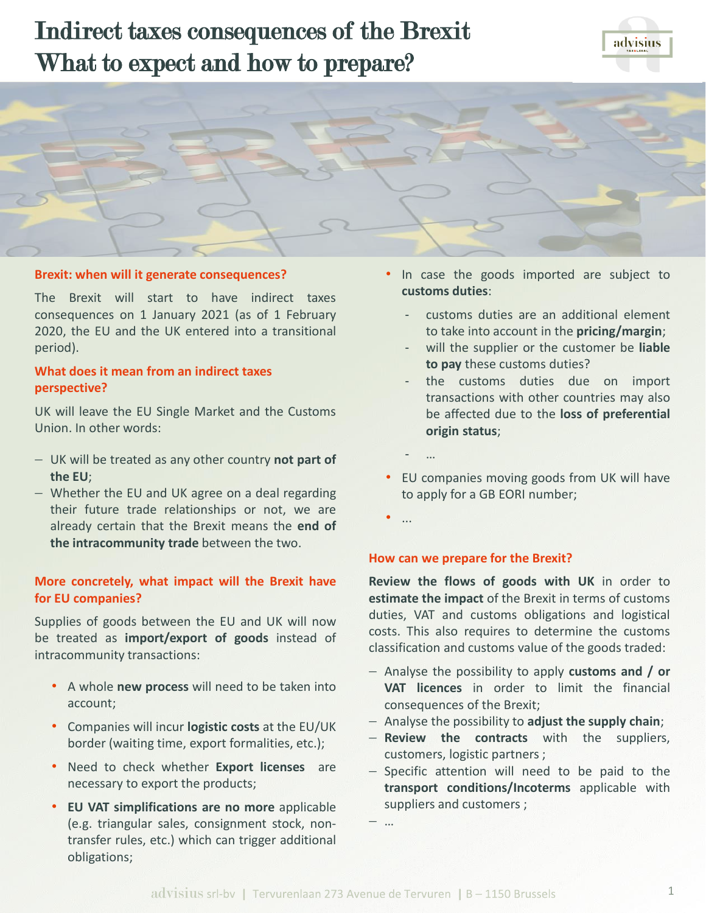# Indirect taxes consequences of the Brexit
# What to expect and how to prepare?

### Brexit: when will it generate consequences?

The Brexit will start to have indirect taxes consequences on 1 January 2021 (as of 1 February 2020, the EU and the UK entered into a transitional period).

### What does it mean from an indirect taxes perspective?

UK will leave the EU Single Market and the Customs Union. In other words:

- UK will be treated as any other country **not part of the EU**;
- Whether the EU and UK agree on a deal regarding their future trade relationships or not, we are already certain that the Brexit means the **end of the intracommunity trade** between the two.

### More concretely, what impact will the Brexit have for EU companies?

Supplies of goods between the EU and UK will now be treated as **import/export of goods** instead of intracommunity transactions:

- A whole **new process** will need to be taken into account;
- Companies will incur **logistic costs** at the EU/UK border (waiting time, export formalities, etc.);
- Need to check whether **Export licenses** are necessary to export the products;
- **EU VAT simplifications are no more** applicable (e.g. triangular sales, consignment stock, non-transfer rules, etc.) which can trigger additional obligations;
- In case the goods imported are subject to **customs duties**:
  - customs duties are an additional element to take into account in the **pricing/margin**;
  - will the supplier or the customer be **liable to pay** these customs duties?
  - the customs duties due on import transactions with other countries may also be affected due to the **loss of preferential origin status**;
  - …
- EU companies moving goods from UK will have to apply for a GB EORI number;
- ...

### How can we prepare for the Brexit?

**Review the flows of goods with UK** in order to **estimate the impact** of the Brexit in terms of customs duties, VAT and customs obligations and logistical costs. This also requires to determine the customs classification and customs value of the goods traded:

- Analyse the possibility to apply **customs and / or VAT licences** in order to limit the financial consequences of the Brexit;
- Analyse the possibility to **adjust the supply chain**;
- **Review the contracts** with the suppliers, customers, logistic partners ;
- Specific attention will need to be paid to the **transport conditions/Incoterms** applicable with suppliers and customers ;
- …

advisius srl-bv | Tervurenlaan 273 Avenue de Tervuren | B – 1150 Brussels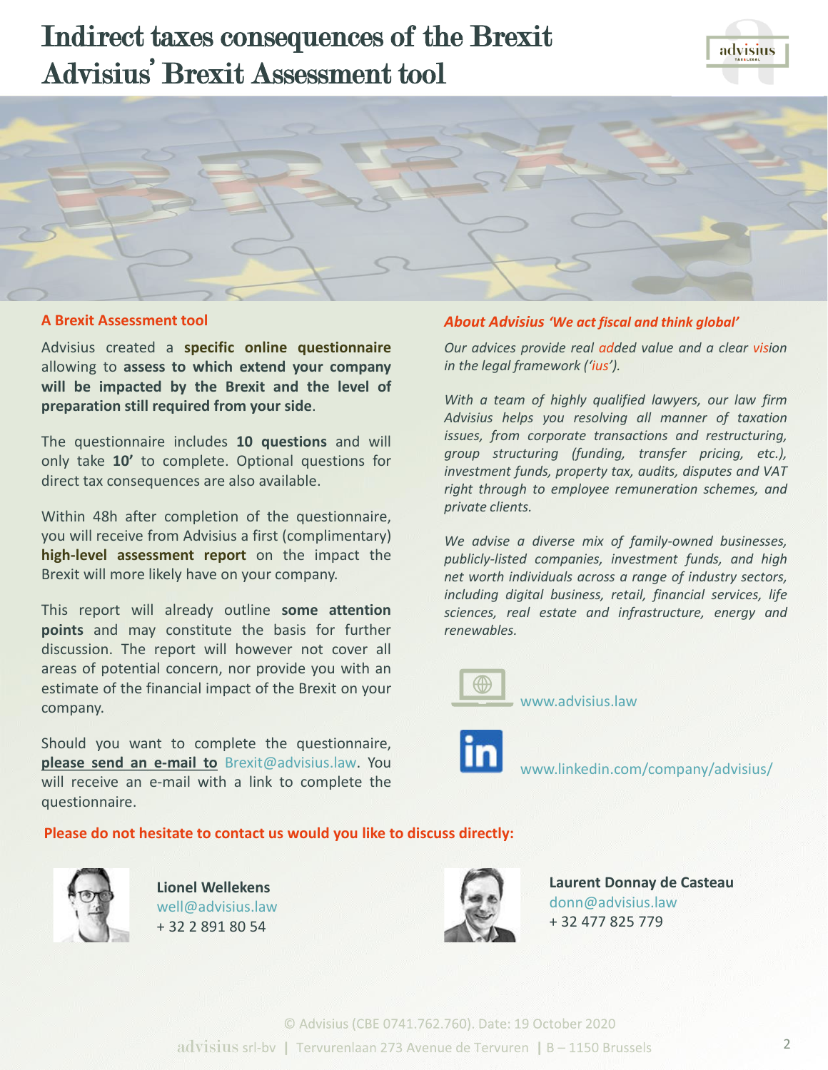# Indirect taxes consequences of the Brexit
# Advisius' Brexit Assessment tool

## A Brexit Assessment tool

Advisius created a **specific online questionnaire** allowing to **assess to which extend your company will be impacted by the Brexit and the level of preparation still required from your side**.

The questionnaire includes **10 questions** and will only take **10'** to complete. Optional questions for direct tax consequences are also available.

Within 48h after completion of the questionnaire, you will receive from Advisius a first (complimentary) **high-level assessment report** on the impact the Brexit will more likely have on your company.

This report will already outline **some attention points** and may constitute the basis for further discussion. The report will however not cover all areas of potential concern, nor provide you with an estimate of the financial impact of the Brexit on your company.

Should you want to complete the questionnaire, **please send an e-mail to** Brexit@advisius.law. You will receive an e-mail with a link to complete the questionnaire.

## *About Advisius 'We act fiscal and think global'*

*Our advices provide real added value and a clear vision in the legal framework ('ius').*

*With a team of highly qualified lawyers, our law firm Advisius helps you resolving all manner of taxation issues, from corporate transactions and restructuring, group structuring (funding, transfer pricing, etc.), investment funds, property tax, audits, disputes and VAT right through to employee remuneration schemes, and private clients.*

*We advise a diverse mix of family-owned businesses, publicly-listed companies, investment funds, and high net worth individuals across a range of industry sectors, including digital business, retail, financial services, life sciences, real estate and infrastructure, energy and renewables.*

www.advisius.law

www.linkedin.com/company/advisius/

**Please do not hesitate to contact us would you like to discuss directly:**

**Lionel Wellekens**
well@advisius.law
+ 32 2 891 80 54

**Laurent Donnay de Casteau**
donn@advisius.law
+ 32 477 825 779

© Advisius (CBE 0741.762.760). Date: 19 October 2020

advisius srl-bv | Tervurenlaan 273 Avenue de Tervuren | B – 1150 Brussels